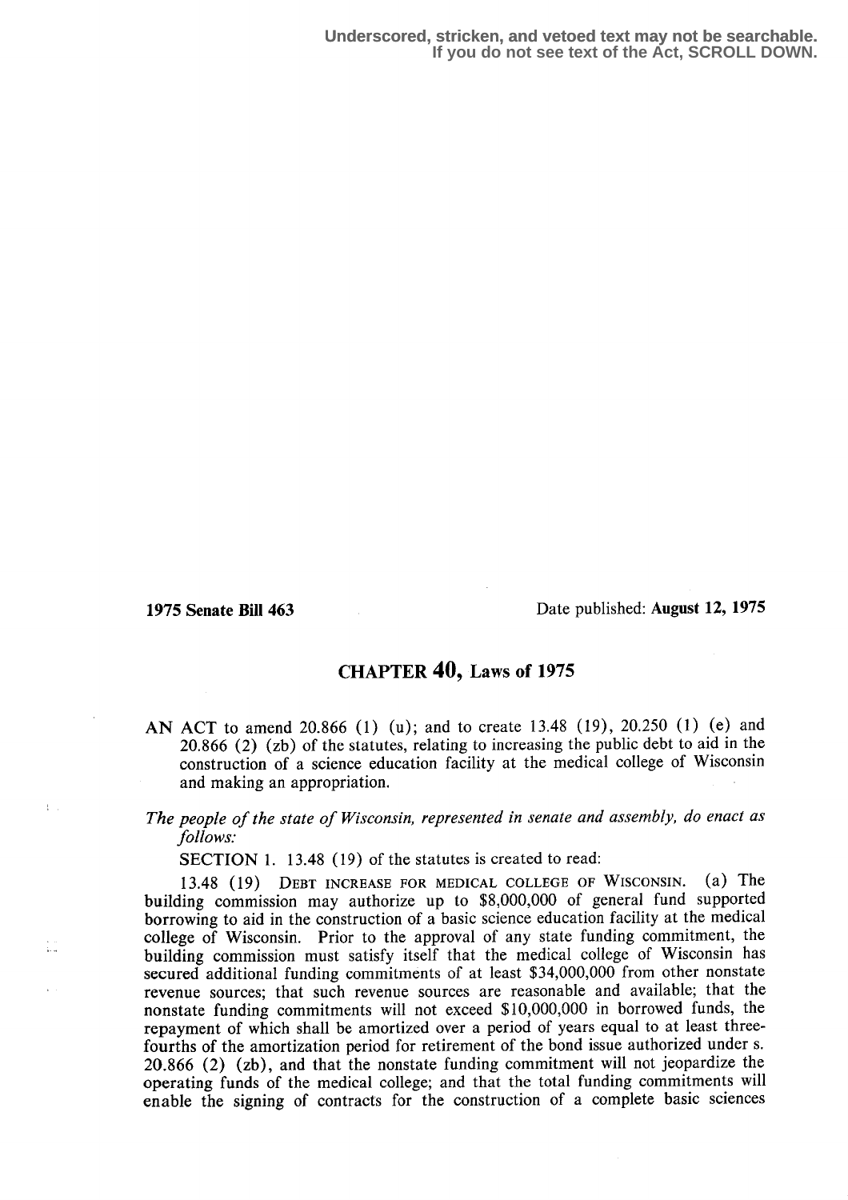Underscored, stricken, and vetoed text may not be searchable.
If you do not see text of the Act, SCROLL DOWN.

**1975 Senate Bill 463** Date published: **August 12, 1975**

## CHAPTER 40, Laws of 1975

AN ACT to amend 20.866 (1) (u); and to create 13.48 (19), 20.250 (1) (e) and 20.866 (2) (zb) of the statutes, relating to increasing the public debt to aid in the construction of a science education facility at the medical college of Wisconsin and making an appropriation.

*The people of the state of Wisconsin, represented in senate and assembly, do enact as follows:*

SECTION 1. 13.48 (19) of the statutes is created to read:

13.48 (19) DEBT INCREASE FOR MEDICAL COLLEGE OF WISCONSIN. (a) The building commission may authorize up to $8,000,000 of general fund supported borrowing to aid in the construction of a basic science education facility at the medical college of Wisconsin. Prior to the approval of any state funding commitment, the building commission must satisfy itself that the medical college of Wisconsin has secured additional funding commitments of at least $34,000,000 from other nonstate revenue sources; that such revenue sources are reasonable and available; that the nonstate funding commitments will not exceed $10,000,000 in borrowed funds, the repayment of which shall be amortized over a period of years equal to at least three-fourths of the amortization period for retirement of the bond issue authorized under s. 20.866 (2) (zb), and that the nonstate funding commitment will not jeopardize the operating funds of the medical college; and that the total funding commitments will enable the signing of contracts for the construction of a complete basic sciences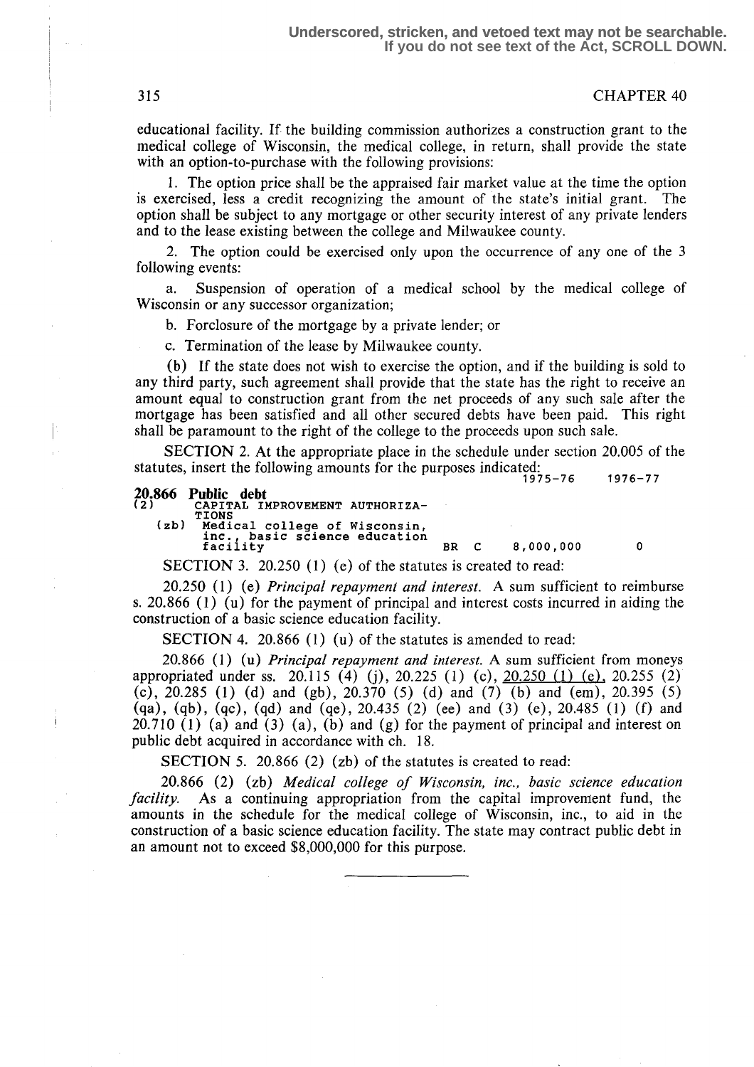Underscored, stricken, and vetoed text may not be searchable.
If you do not see text of the Act, SCROLL DOWN.

educational facility. If the building commission authorizes a construction grant to the medical college of Wisconsin, the medical college, in return, shall provide the state with an option-to-purchase with the following provisions:

1. The option price shall be the appraised fair market value at the time the option is exercised, less a credit recognizing the amount of the state's initial grant. The option shall be subject to any mortgage or other security interest of any private lenders and to the lease existing between the college and Milwaukee county.

2. The option could be exercised only upon the occurrence of any one of the 3 following events:

a. Suspension of operation of a medical school by the medical college of Wisconsin or any successor organization;

b. Forclosure of the mortgage by a private lender; or

c. Termination of the lease by Milwaukee county.

(b) If the state does not wish to exercise the option, and if the building is sold to any third party, such agreement shall provide that the state has the right to receive an amount equal to construction grant from the net proceeds of any such sale after the mortgage has been satisfied and all other secured debts have been paid. This right shall be paramount to the right of the college to the proceeds upon such sale.

SECTION 2. At the appropriate place in the schedule under section 20.005 of the statutes, insert the following amounts for the purposes indicated:

| | | | 1975-76 | 1976-77 |
|---|---|---|---|---|
| **20.866 Public debt** | | | | |
| (2) CAPITAL IMPROVEMENT AUTHORIZATIONS | | | | |
| (zb) Medical college of Wisconsin, inc., basic science education facility | BR | C | 8,000,000 | 0 |

SECTION 3. 20.250 (1) (e) of the statutes is created to read:

20.250 (1) (e) *Principal repayment and interest.* A sum sufficient to reimburse s. 20.866 (1) (u) for the payment of principal and interest costs incurred in aiding the construction of a basic science education facility.

SECTION 4. 20.866 (1) (u) of the statutes is amended to read:

20.866 (1) (u) *Principal repayment and interest.* A sum sufficient from moneys appropriated under ss. 20.115 (4) (j), 20.225 (1) (c), 20.250 (1) (e), 20.255 (2) (c), 20.285 (1) (d) and (gb), 20.370 (5) (d) and (7) (b) and (em), 20.395 (5) (qa), (qb), (qc), (qd) and (qe), 20.435 (2) (ee) and (3) (e), 20.485 (1) (f) and 20.710 (1) (a) and (3) (a), (b) and (g) for the payment of principal and interest on public debt acquired in accordance with ch. 18.

SECTION 5. 20.866 (2) (zb) of the statutes is created to read:

20.866 (2) (zb) *Medical college of Wisconsin, inc., basic science education facility.* As a continuing appropriation from the capital improvement fund, the amounts in the schedule for the medical college of Wisconsin, inc., to aid in the construction of a basic science education facility. The state may contract public debt in an amount not to exceed $8,000,000 for this purpose.